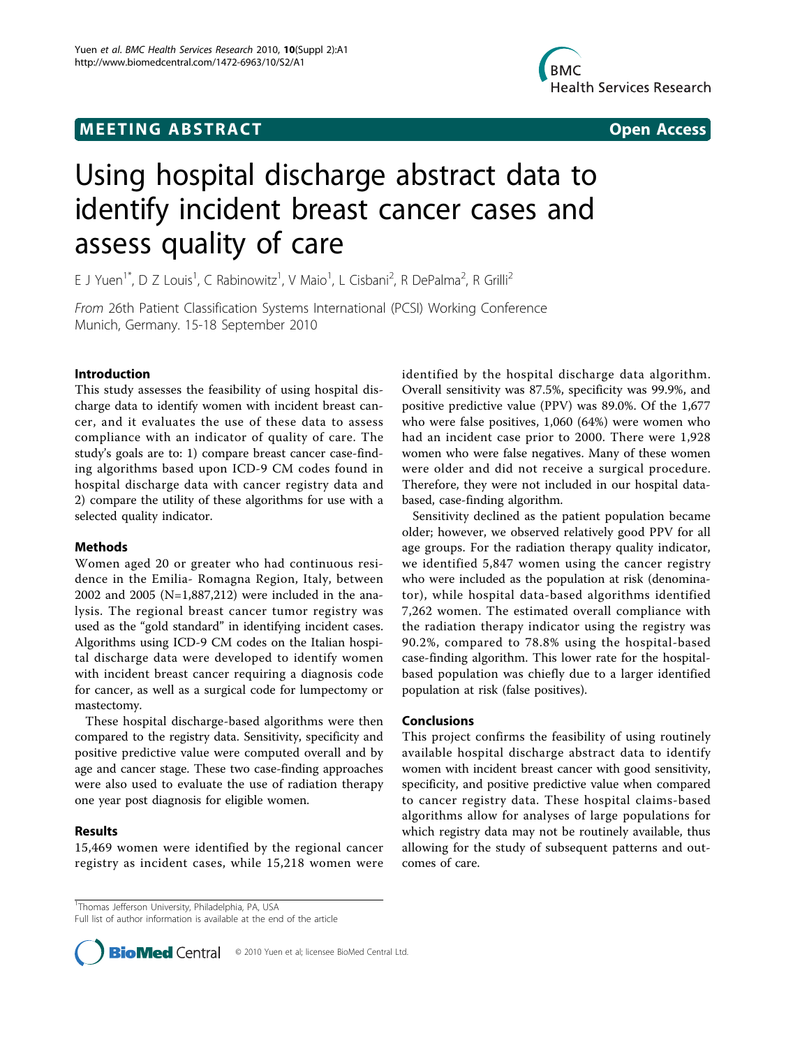MEETING ABSTRACT Open Access

# Using hospital discharge abstract data to identify incident breast cancer cases and assess quality of care

E J Yuen[1*], D Z Louis[1], C Rabinowitz[1], V Maio[1], L Cisbani[2], R DePalma[2], R Grilli[2]

*From* 26th Patient Classification Systems International (PCSI) Working Conference
Munich, Germany. 15-18 September 2010

## Introduction

This study assesses the feasibility of using hospital discharge data to identify women with incident breast cancer, and it evaluates the use of these data to assess compliance with an indicator of quality of care. The study's goals are to: 1) compare breast cancer case-finding algorithms based upon ICD-9 CM codes found in hospital discharge data with cancer registry data and 2) compare the utility of these algorithms for use with a selected quality indicator.

## Methods

Women aged 20 or greater who had continuous residence in the Emilia- Romagna Region, Italy, between 2002 and 2005 (N=1,887,212) were included in the analysis. The regional breast cancer tumor registry was used as the "gold standard" in identifying incident cases. Algorithms using ICD-9 CM codes on the Italian hospital discharge data were developed to identify women with incident breast cancer requiring a diagnosis code for cancer, as well as a surgical code for lumpectomy or mastectomy.

These hospital discharge-based algorithms were then compared to the registry data. Sensitivity, specificity and positive predictive value were computed overall and by age and cancer stage. These two case-finding approaches were also used to evaluate the use of radiation therapy one year post diagnosis for eligible women.

## Results

15,469 women were identified by the regional cancer registry as incident cases, while 15,218 women were identified by the hospital discharge data algorithm. Overall sensitivity was 87.5%, specificity was 99.9%, and positive predictive value (PPV) was 89.0%. Of the 1,677 who were false positives, 1,060 (64%) were women who had an incident case prior to 2000. There were 1,928 women who were false negatives. Many of these women were older and did not receive a surgical procedure. Therefore, they were not included in our hospital data-based, case-finding algorithm.

Sensitivity declined as the patient population became older; however, we observed relatively good PPV for all age groups. For the radiation therapy quality indicator, we identified 5,847 women using the cancer registry who were included as the population at risk (denominator), while hospital data-based algorithms identified 7,262 women. The estimated overall compliance with the radiation therapy indicator using the registry was 90.2%, compared to 78.8% using the hospital-based case-finding algorithm. This lower rate for the hospital-based population was chiefly due to a larger identified population at risk (false positives).

## Conclusions

This project confirms the feasibility of using routinely available hospital discharge abstract data to identify women with incident breast cancer with good sensitivity, specificity, and positive predictive value when compared to cancer registry data. These hospital claims-based algorithms allow for analyses of large populations for which registry data may not be routinely available, thus allowing for the study of subsequent patterns and outcomes of care.

[1]Thomas Jefferson University, Philadelphia, PA, USA
Full list of author information is available at the end of the article

© 2010 Yuen et al; licensee BioMed Central Ltd.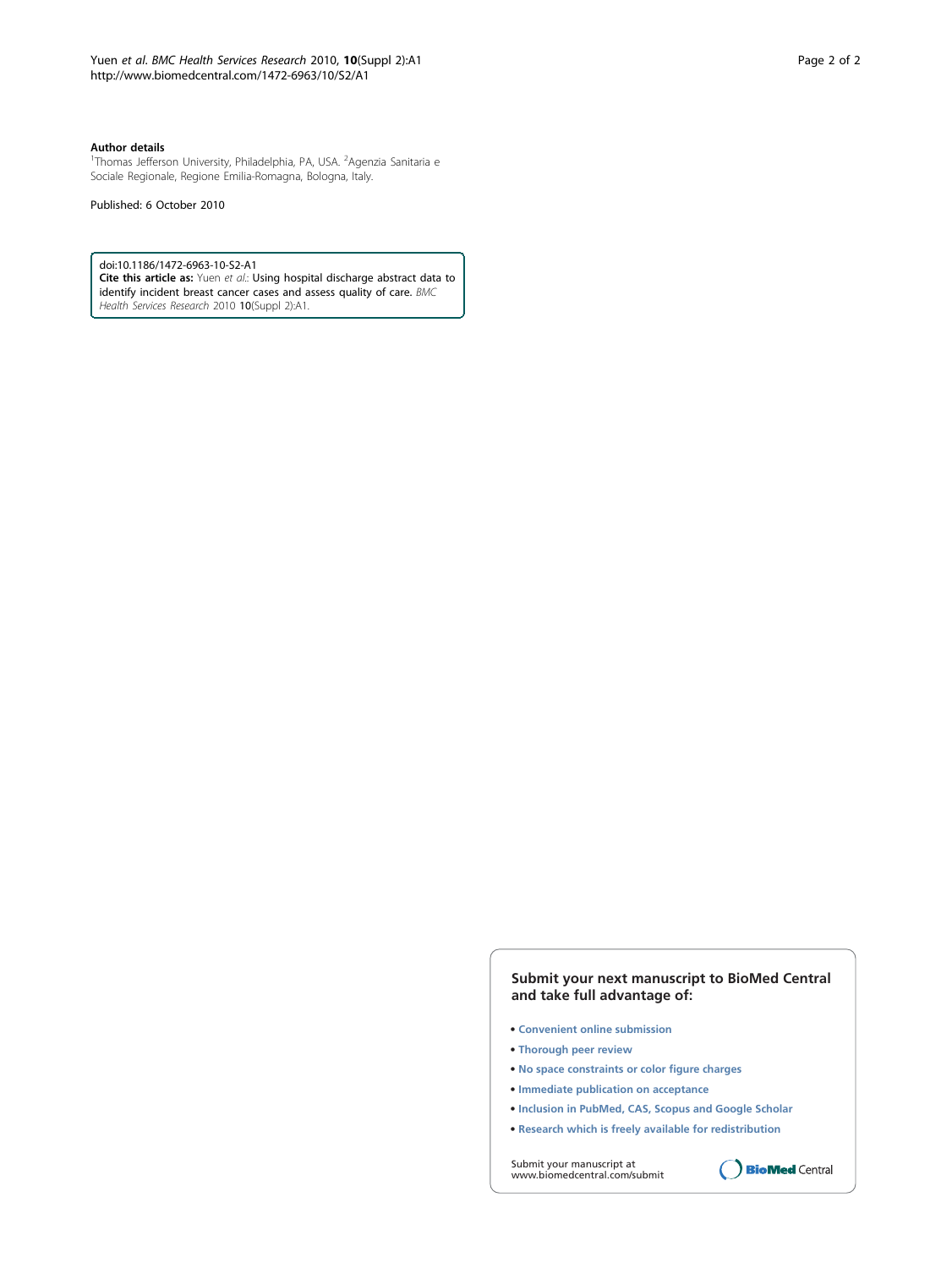#### Author details

[1]Thomas Jefferson University, Philadelphia, PA, USA. [2]Agenzia Sanitaria e Sociale Regionale, Regione Emilia-Romagna, Bologna, Italy.

Published: 6 October 2010

doi:10.1186/1472-6963-10-S2-A1

**Cite this article as:** Yuen *et al.*: Using hospital discharge abstract data to identify incident breast cancer cases and assess quality of care. *BMC Health Services Research* 2010 **10**(Suppl 2):A1.

**Submit your next manuscript to BioMed Central and take full advantage of:**

- **Convenient online submission**
- **Thorough peer review**
- **No space constraints or color figure charges**
- **Immediate publication on acceptance**
- **Inclusion in PubMed, CAS, Scopus and Google Scholar**
- **Research which is freely available for redistribution**

Submit your manuscript at
www.biomedcentral.com/submit

BioMed Central